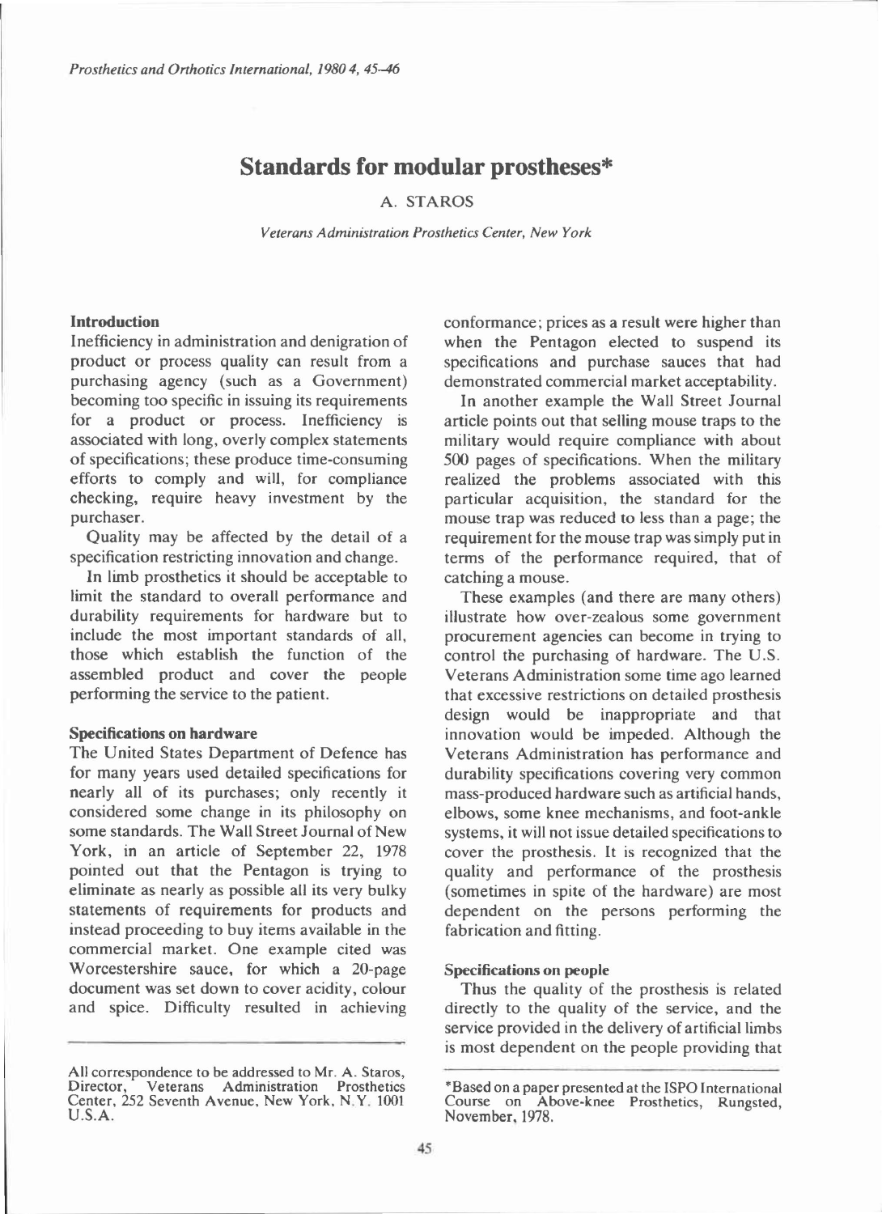# Standards for modular prostheses*

A. STAROS

*Veterans Administration Prosthetics Center, New York*

## Introduction

Inefficiency in administration and denigration of product or process quality can result from a purchasing agency (such as a Government) becoming too specific in issuing its requirements for a product or process. Inefficiency is associated with long, overly complex statements of specifications; these produce time-consuming efforts to comply and will, for compliance checking, require heavy investment by the purchaser.

Quality may be affected by the detail of a specification restricting innovation and change.

In limb prosthetics it should be acceptable to limit the standard to overall performance and durability requirements for hardware but to include the most important standards of all, those which establish the function of the assembled product and cover the people performing the service to the patient.

## Specifications on hardware

The United States Department of Defence has for many years used detailed specifications for nearly all of its purchases; only recently it considered some change in its philosophy on some standards. The Wall Street Journal of New York, in an article of September 22, 1978 pointed out that the Pentagon is trying to eliminate as nearly as possible all its very bulky statements of requirements for products and instead proceeding to buy items available in the commercial market. One example cited was Worcestershire sauce, for which a 20-page document was set down to cover acidity, colour and spice. Difficulty resulted in achieving conformance; prices as a result were higher than when the Pentagon elected to suspend its specifications and purchase sauces that had demonstrated commercial market acceptability.

In another example the Wall Street Journal article points out that selling mouse traps to the military would require compliance with about 500 pages of specifications. When the military realized the problems associated with this particular acquisition, the standard for the mouse trap was reduced to less than a page; the requirement for the mouse trap was simply put in terms of the performance required, that of catching a mouse.

These examples (and there are many others) illustrate how over-zealous some government procurement agencies can become in trying to control the purchasing of hardware. The U.S. Veterans Administration some time ago learned that excessive restrictions on detailed prosthesis design would be inappropriate and that innovation would be impeded. Although the Veterans Administration has performance and durability specifications covering very common mass-produced hardware such as artificial hands, elbows, some knee mechanisms, and foot-ankle systems, it will not issue detailed specifications to cover the prosthesis. It is recognized that the quality and performance of the prosthesis (sometimes in spite of the hardware) are most dependent on the persons performing the fabrication and fitting.

## Specifications on people

Thus the quality of the prosthesis is related directly to the quality of the service, and the service provided in the delivery of artificial limbs is most dependent on the people providing that

All correspondence to be addressed to Mr. A. Staros, Director, Veterans Administration Prosthetics Center, 252 Seventh Avenue, New York, N.Y. 1001 U.S.A.

*Based on a paper presented at the ISPO International Course on Above-knee Prosthetics, Rungsted, November, 1978.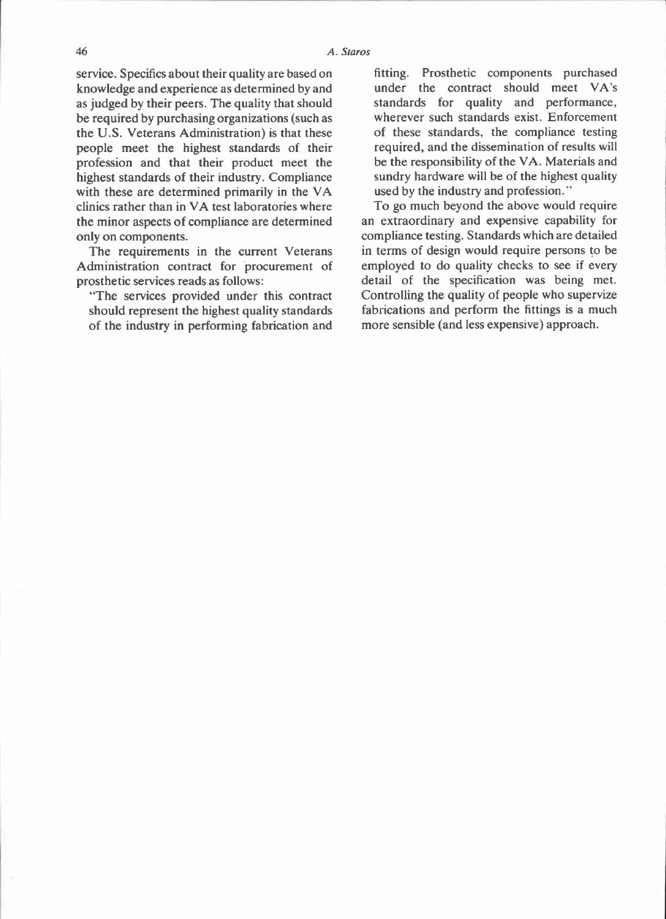service. Specifics about their quality are based on knowledge and experience as determined by and as judged by their peers. The quality that should be required by purchasing organizations (such as the U.S. Veterans Administration) is that these people meet the highest standards of their profession and that their product meet the highest standards of their industry. Compliance with these are determined primarily in the VA clinics rather than in VA test laboratories where the minor aspects of compliance are determined only on components.

The requirements in the current Veterans Administration contract for procurement of prosthetic services reads as follows:

"The services provided under this contract should represent the highest quality standards of the industry in performing fabrication and fitting. Prosthetic components purchased under the contract should meet VA's standards for quality and performance, wherever such standards exist. Enforcement of these standards, the compliance testing required, and the dissemination of results will be the responsibility of the VA. Materials and sundry hardware will be of the highest quality used by the industry and profession."

To go much beyond the above would require an extraordinary and expensive capability for compliance testing. Standards which are detailed in terms of design would require persons to be employed to do quality checks to see if every detail of the specification was being met. Controlling the quality of people who supervize fabrications and perform the fittings is a much more sensible (and less expensive) approach.